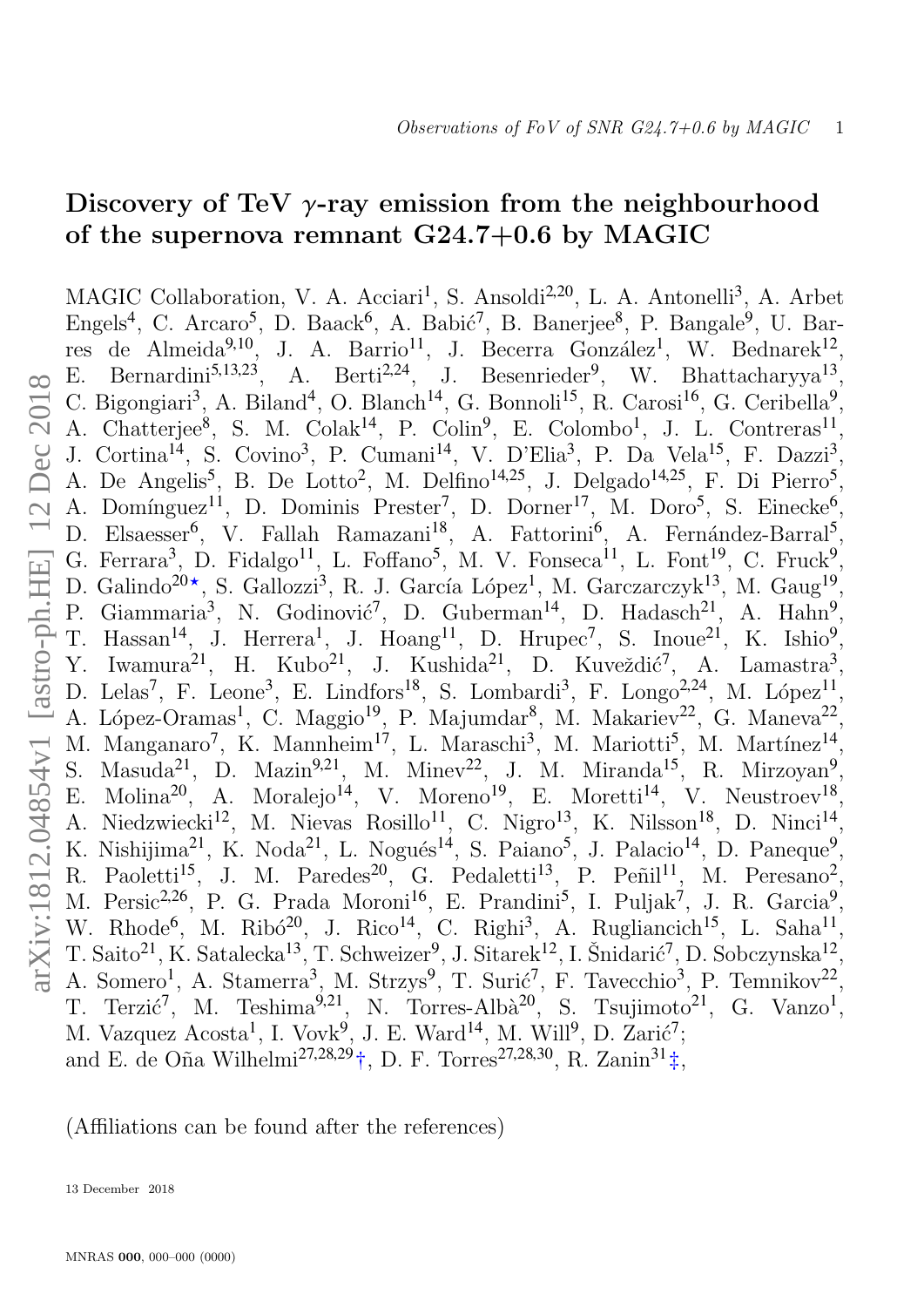# Discovery of TeV $\gamma$-ray emission from the neighbourhood of the supernova remnant G24.7+0.6 by MAGIC

MAGIC Collaboration, V. A. Acciari[1], S. Ansoldi[2,20], L. A. Antonelli[3], A. Arbet Engels[4], C. Arcaro[5], D. Baack[6], A. Babić[7], B. Banerjee[8], P. Bangale[9], U. Barres de Almeida[9,10], J. A. Barrio[11], J. Becerra González[1], W. Bednarek[12], E. Bernardini[5,13,23], A. Berti[2,24], J. Besenrieder[9], W. Bhattacharyya[13], C. Bigongiari[3], A. Biland[4], O. Blanch[14], G. Bonnoli[15], R. Carosi[16], G. Ceribella[9], A. Chatterjee[8], S. M. Colak[14], P. Colin[9], E. Colombo[1], J. L. Contreras[11], J. Cortina[14], S. Covino[3], P. Cumani[14], V. D'Elia[3], P. Da Vela[15], F. Dazzi[3], A. De Angelis[5], B. De Lotto[2], M. Delfino[14,25], J. Delgado[14,25], F. Di Pierro[5], A. Domínguez[11], D. Dominis Prester[7], D. Dorner[17], M. Doro[5], S. Einecke[6], D. Elsaesser[6], V. Fallah Ramazani[18], A. Fattorini[6], A. Fernández-Barral[5], G. Ferrara[3], D. Fidalgo[11], L. Foffano[5], M. V. Fonseca[11], L. Font[19], C. Fruck[9], D. Galindo[20⋆], S. Gallozzi[3], R. J. García López[1], M. Garczarczyk[13], M. Gaug[19], P. Giammaria[3], N. Godinović[7], D. Guberman[14], D. Hadasch[21], A. Hahn[9], T. Hassan[14], J. Herrera[1], J. Hoang[11], D. Hrupec[7], S. Inoue[21], K. Ishio[9], Y. Iwamura[21], H. Kubo[21], J. Kushida[21], D. Kuveždić[7], A. Lamastra[3], D. Lelas[7], F. Leone[3], E. Lindfors[18], S. Lombardi[3], F. Longo[2,24], M. López[11], A. López-Oramas[1], C. Maggio[19], P. Majumdar[8], M. Makariev[22], G. Maneva[22], M. Manganaro[7], K. Mannheim[17], L. Maraschi[3], M. Mariotti[5], M. Martínez[14], S. Masuda[21], D. Mazin[9,21], M. Minev[22], J. M. Miranda[15], R. Mirzoyan[9], E. Molina[20], A. Moralejo[14], V. Moreno[19], E. Moretti[14], V. Neustroev[18], A. Niedzwiecki[12], M. Nievas Rosillo[11], C. Nigro[13], K. Nilsson[18], D. Ninci[14], K. Nishijima[21], K. Noda[21], L. Nogués[14], S. Paiano[5], J. Palacio[14], D. Paneque[9], R. Paoletti[15], J. M. Paredes[20], G. Pedaletti[13], P. Peñil[11], M. Peresano[2], M. Persic[2,26], P. G. Prada Moroni[16], E. Prandini[5], I. Puljak[7], J. R. Garcia[9], W. Rhode[6], M. Ribó[20], J. Rico[14], C. Righi[3], A. Rugliancich[15], L. Saha[11], T. Saito[21], K. Satalecka[13], T. Schweizer[9], J. Sitarek[12], I. Šnidarić[7], D. Sobczynska[12], A. Somero[1], A. Stamerra[3], M. Strzys[9], T. Surić[7], F. Tavecchio[3], P. Temnikov[22], T. Terzić[7], M. Teshima[9,21], N. Torres-Albà[20], S. Tsujimoto[21], G. Vanzo[1], M. Vazquez Acosta[1], I. Vovk[9], J. E. Ward[14], M. Will[9], D. Zarić[7]; and E. de Oña Wilhelmi[27,28,29†], D. F. Torres[27,28,30], R. Zanin[31‡],

(Affiliations can be found after the references)

13 December 2018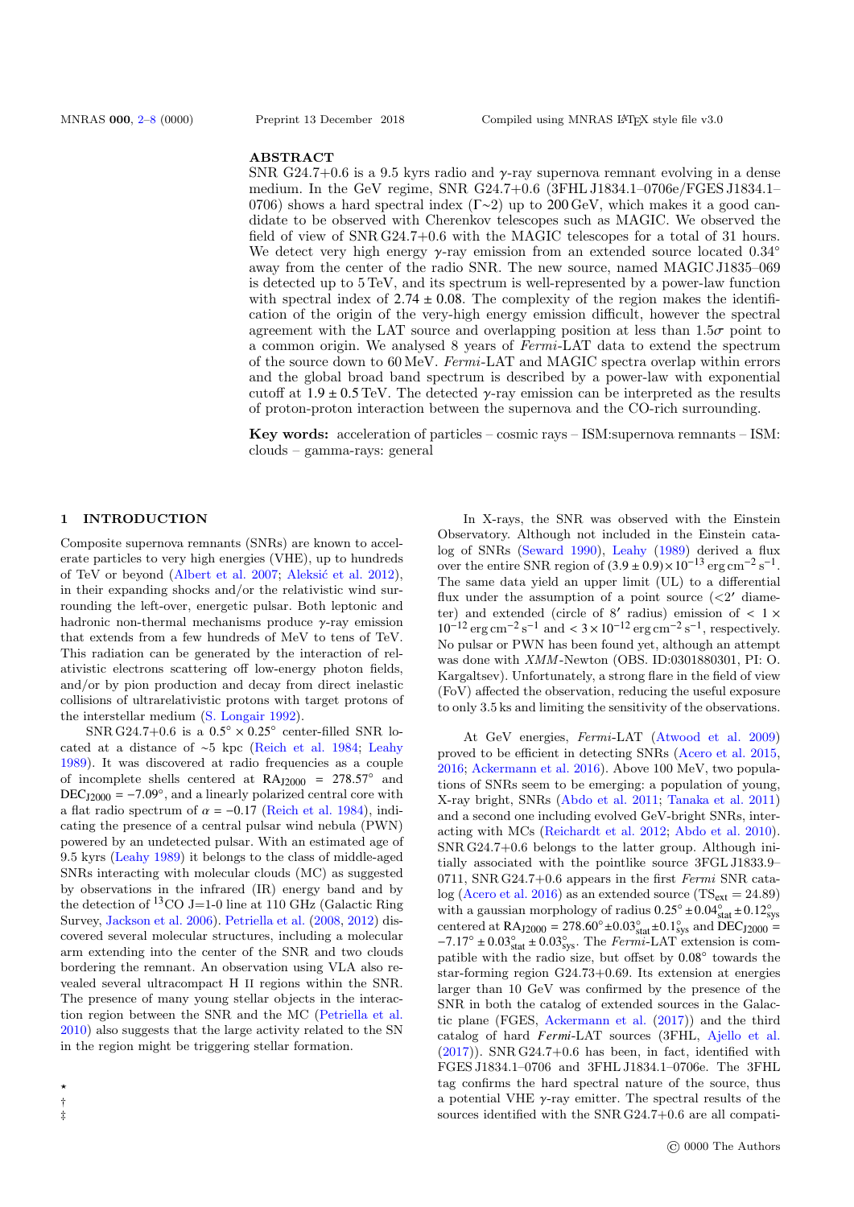## ABSTRACT

SNR G24.7+0.6 is a 9.5 kyrs radio and $\gamma$-ray supernova remnant evolving in a dense medium. In the GeV regime, SNR G24.7+0.6 (3FHL J1834.1–0706e/FGES J1834.1–0706) shows a hard spectral index ($\Gamma$~2) up to 200 GeV, which makes it a good candidate to be observed with Cherenkov telescopes such as MAGIC. We observed the field of view of SNR G24.7+0.6 with the MAGIC telescopes for a total of 31 hours. We detect very high energy $\gamma$-ray emission from an extended source located 0.34° away from the center of the radio SNR. The new source, named MAGIC J1835–069 is detected up to 5 TeV, and its spectrum is well-represented by a power-law function with spectral index of 2.74 ± 0.08. The complexity of the region makes the identification of the origin of the very-high energy emission difficult, however the spectral agreement with the LAT source and overlapping position at less than 1.5$\sigma$ point to a common origin. We analysed 8 years of *Fermi*-LAT data to extend the spectrum of the source down to 60 MeV. *Fermi*-LAT and MAGIC spectra overlap within errors and the global broad band spectrum is described by a power-law with exponential cutoff at 1.9 ± 0.5 TeV. The detected $\gamma$-ray emission can be interpreted as the results of proton-proton interaction between the supernova and the CO-rich surrounding.

**Key words:** acceleration of particles – cosmic rays – ISM:supernova remnants – ISM: clouds – gamma-rays: general

## 1 INTRODUCTION

Composite supernova remnants (SNRs) are known to accelerate particles to very high energies (VHE), up to hundreds of TeV or beyond (Albert et al. 2007; Aleksić et al. 2012), in their expanding shocks and/or the relativistic wind surrounding the left-over, energetic pulsar. Both leptonic and hadronic non-thermal mechanisms produce $\gamma$-ray emission that extends from a few hundreds of MeV to tens of TeV. This radiation can be generated by the interaction of relativistic electrons scattering off low-energy photon fields, and/or by pion production and decay from direct inelastic collisions of ultrarelativistic protons with target protons of the interstellar medium (S. Longair 1992).

SNR G24.7+0.6 is a 0.5° × 0.25° center-filled SNR located at a distance of ~5 kpc (Reich et al. 1984; Leahy 1989). It was discovered at radio frequencies as a couple of incomplete shells centered at $\mathrm{RA_{J2000}}$ = 278.57° and $\mathrm{DEC_{J2000}}$ = −7.09°, and a linearly polarized central core with a flat radio spectrum of $\alpha = -0.17$ (Reich et al. 1984), indicating the presence of a central pulsar wind nebula (PWN) powered by an undetected pulsar. With an estimated age of 9.5 kyrs (Leahy 1989) it belongs to the class of middle-aged SNRs interacting with molecular clouds (MC) as suggested by observations in the infrared (IR) energy band and by the detection of $^{13}$CO J=1-0 line at 110 GHz (Galactic Ring Survey, Jackson et al. 2006). Petriella et al. (2008, 2012) discovered several molecular structures, including a molecular arm extending into the center of the SNR and two clouds bordering the remnant. An observation using VLA also revealed several ultracompact H II regions within the SNR. The presence of many young stellar objects in the interaction region between the SNR and the MC (Petriella et al. 2010) also suggests that the large activity related to the SN in the region might be triggering stellar formation.

In X-rays, the SNR was observed with the Einstein Observatory. Although not included in the Einstein catalog of SNRs (Seward 1990), Leahy (1989) derived a flux over the entire SNR region of $(3.9 \pm 0.9) \times 10^{-13}$ erg cm$^{-2}$ s$^{-1}$. The same data yield an upper limit (UL) to a differential flux under the assumption of a point source (<2′ diameter) and extended (circle of 8′ radius) emission of $< 1 \times 10^{-12}$ erg cm$^{-2}$ s$^{-1}$ and $< 3 \times 10^{-12}$ erg cm$^{-2}$ s$^{-1}$, respectively. No pulsar or PWN has been found yet, although an attempt was done with *XMM*-Newton (OBS. ID:0301880301, PI: O. Kargaltsev). Unfortunately, a strong flare in the field of view (FoV) affected the observation, reducing the useful exposure to only 3.5 ks and limiting the sensitivity of the observations.

At GeV energies, *Fermi*-LAT (Atwood et al. 2009) proved to be efficient in detecting SNRs (Acero et al. 2015, 2016; Ackermann et al. 2016). Above 100 MeV, two populations of SNRs seem to be emerging: a population of young, X-ray bright, SNRs (Abdo et al. 2011; Tanaka et al. 2011) and a second one including evolved GeV-bright SNRs, interacting with MCs (Reichardt et al. 2012; Abdo et al. 2010). SNR G24.7+0.6 belongs to the latter group. Although initially associated with the pointlike source 3FGL J1833.9–0711, SNR G24.7+0.6 appears in the first *Fermi* SNR catalog (Acero et al. 2016) as an extended source ($\mathrm{TS_{ext}}$ = 24.89) with a gaussian morphology of radius $0.25^\circ \pm 0.04^\circ_{\mathrm{stat}} \pm 0.12^\circ_{\mathrm{sys}}$ centered at $\mathrm{RA_{J2000}} = 278.60^\circ \pm 0.03^\circ_{\mathrm{stat}} \pm 0.1^\circ_{\mathrm{sys}}$ and $\mathrm{DEC_{J2000}} = -7.17^\circ \pm 0.03^\circ_{\mathrm{stat}} \pm 0.03^\circ_{\mathrm{sys}}$. The *Fermi*-LAT extension is compatible with the radio size, but offset by 0.08° towards the star-forming region G24.73+0.69. Its extension at energies larger than 10 GeV was confirmed by the presence of the SNR in both the catalog of extended sources in the Galactic plane (FGES, Ackermann et al. (2017)) and the third catalog of hard *Fermi*-LAT sources (3FHL, Ajello et al. (2017)). SNR G24.7+0.6 has been, in fact, identified with FGES J1834.1–0706 and 3FHL J1834.1–0706e. The 3FHL tag confirms the hard spectral nature of the source, thus a potential VHE $\gamma$-ray emitter. The spectral results of the sources identified with the SNR G24.7+0.6 are all compati-

⋆
†
‡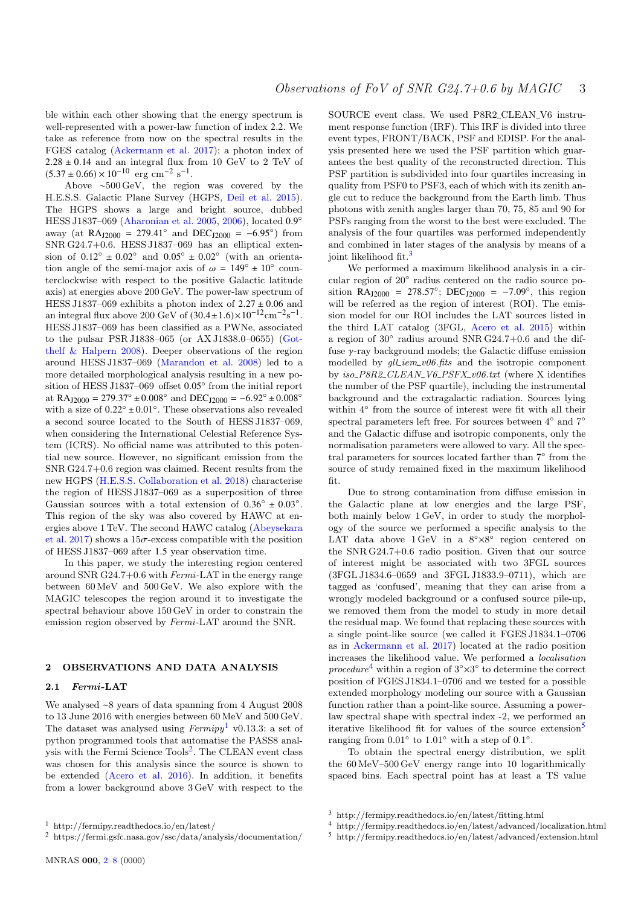ble within each other showing that the energy spectrum is well-represented with a power-law function of index 2.2. We take as reference from now on the spectral results in the FGES catalog (Ackermann et al. 2017): a photon index of $2.28 \pm 0.14$ and an integral flux from 10 GeV to 2 TeV of $(5.37 \pm 0.66) \times 10^{-10}$ erg cm$^{-2}$ s$^{-1}$.

Above ~500 GeV, the region was covered by the H.E.S.S. Galactic Plane Survey (HGPS, Deil et al. 2015). The HGPS shows a large and bright source, dubbed HESS J1837–069 (Aharonian et al. 2005, 2006), located 0.9° away (at $\mathrm{RA_{J2000}} = 279.41°$ and $\mathrm{DEC_{J2000}} = -6.95°$) from SNR G24.7+0.6. HESS J1837–069 has an elliptical extension of $0.12° \pm 0.02°$ and $0.05° \pm 0.02°$ (with an orientation angle of the semi-major axis of $\omega = 149° \pm 10°$ counterclockwise with respect to the positive Galactic latitude axis) at energies above 200 GeV. The power-law spectrum of HESS J1837–069 exhibits a photon index of $2.27 \pm 0.06$ and an integral flux above 200 GeV of $(30.4 \pm 1.6) \times 10^{-12}$cm$^{-2}$s$^{-1}$. HESS J1837–069 has been classified as a PWNe, associated to the pulsar PSR J1838–065 (or AX J1838.0–0655) (Gotthelf & Halpern 2008). Deeper observations of the region around HESS J1837–069 (Marandon et al. 2008) led to a more detailed morphological analysis resulting in a new position of HESS J1837–069 offset 0.05° from the initial report at $\mathrm{RA_{J2000}} = 279.37° \pm 0.008°$ and $\mathrm{DEC_{J2000}} = -6.92° \pm 0.008°$ with a size of $0.22° \pm 0.01°$. These observations also revealed a second source located to the South of HESS J1837–069, when considering the International Celestial Reference System (ICRS). No official name was attributed to this potential new source. However, no significant emission from the SNR G24.7+0.6 region was claimed. Recent results from the new HGPS (H.E.S.S. Collaboration et al. 2018) characterise the region of HESS J1837–069 as a superposition of three Gaussian sources with a total extension of $0.36° \pm 0.03°$. This region of the sky was also covered by HAWC at energies above 1 TeV. The second HAWC catalog (Abeysekara et al. 2017) shows a 15$\sigma$-excess compatible with the position of HESS J1837–069 after 1.5 year observation time.

In this paper, we study the interesting region centered around SNR G24.7+0.6 with *Fermi*-LAT in the energy range between 60 MeV and 500 GeV. We also explore with the MAGIC telescopes the region around it to investigate the spectral behaviour above 150 GeV in order to constrain the emission region observed by *Fermi*-LAT around the SNR.

## 2 OBSERVATIONS AND DATA ANALYSIS

### 2.1 *Fermi*-LAT

We analysed ~8 years of data spanning from 4 August 2008 to 13 June 2016 with energies between 60 MeV and 500 GeV. The dataset was analysed using *Fermipy*[1] v0.13.3: a set of python programmed tools that automatise the PASS8 analysis with the Fermi Science Tools[2]. The CLEAN event class was chosen for this analysis since the source is shown to be extended (Acero et al. 2016). In addition, it benefits from a lower background above 3 GeV with respect to the SOURCE event class. We used P8R2_CLEAN_V6 instrument response function (IRF). This IRF is divided into three event types, FRONT/BACK, PSF and EDISP. For the analysis presented here we used the PSF partition which guarantees the best quality of the reconstructed direction. This PSF partition is subdivided into four quartiles increasing in quality from PSF0 to PSF3, each of which with its zenith angle cut to reduce the background from the Earth limb. Thus photons with zenith angles larger than 70, 75, 85 and 90 for PSFs ranging from the worst to the best were excluded. The analysis of the four quartiles was performed independently and combined in later stages of the analysis by means of a joint likelihood fit.[3]

We performed a maximum likelihood analysis in a circular region of 20° radius centered on the radio source position $\mathrm{RA_{J2000}} = 278.57°$; $\mathrm{DEC_{J2000}} = -7.09°$, this region will be referred as the region of interest (ROI). The emission model for our ROI includes the LAT sources listed in the third LAT catalog (3FGL, Acero et al. 2015) within a region of 30° radius around SNR G24.7+0.6 and the diffuse $\gamma$-ray background models; the Galactic diffuse emission modelled by *gll_iem_v06.fits* and the isotropic component by *iso_P8R2_CLEAN_V6_PSFX_v06.txt* (where X identifies the number of the PSF quartile), including the instrumental background and the extragalactic radiation. Sources lying within 4° from the source of interest were fit with all their spectral parameters left free. For sources between 4° and 7° and the Galactic diffuse and isotropic components, only the normalisation parameters were allowed to vary. All the spectral parameters for sources located farther than 7° from the source of study remained fixed in the maximum likelihood fit.

Due to strong contamination from diffuse emission in the Galactic plane at low energies and the large PSF, both mainly below 1 GeV, in order to study the morphology of the source we performed a specific analysis to the LAT data above 1 GeV in a 8°×8° region centered on the SNR G24.7+0.6 radio position. Given that our source of interest might be associated with two 3FGL sources (3FGL J1834.6–0659 and 3FGL J1833.9–0711), which are tagged as 'confused', meaning that they can arise from a wrongly modeled background or a confused source pile-up, we removed them from the model to study in more detail the residual map. We found that replacing these sources with a single point-like source (we called it FGES J1834.1–0706 as in Ackermann et al. 2017) located at the radio position increases the likelihood value. We performed a *localisation procedure*[4] within a region of 3°×3° to determine the correct position of FGES J1834.1–0706 and we tested for a possible extended morphology modeling our source with a Gaussian function rather than a point-like source. Assuming a power-law spectral shape with spectral index -2, we performed an iterative likelihood fit for values of the source extension[5] ranging from 0.01° to 1.01° with a step of 0.1°.

To obtain the spectral energy distribution, we split the 60 MeV–500 GeV energy range into 10 logarithmically spaced bins. Each spectral point has at least a TS value

[1] http://fermipy.readthedocs.io/en/latest/
[2] https://fermi.gsfc.nasa.gov/ssc/data/analysis/documentation/
[3] http://fermipy.readthedocs.io/en/latest/fitting.html
[4] http://fermipy.readthedocs.io/en/latest/advanced/localization.html
[5] http://fermipy.readthedocs.io/en/latest/advanced/extension.html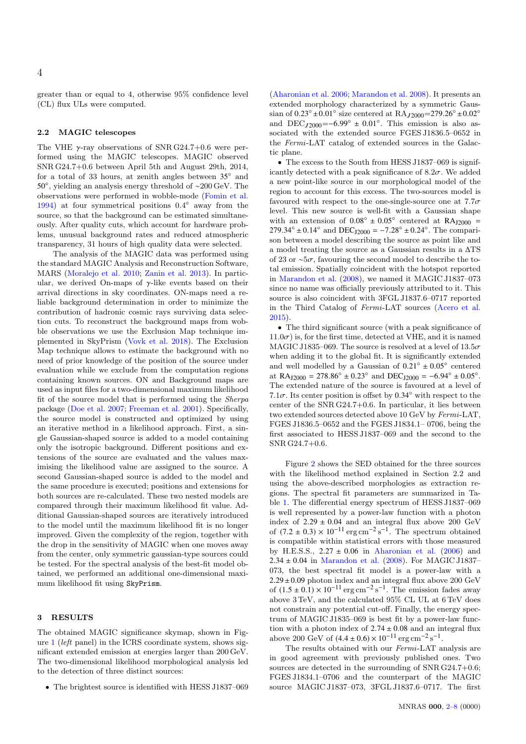greater than or equal to 4, otherwise 95% confidence level (CL) flux ULs were computed.

### 2.2 MAGIC telescopes

The VHE $\gamma$-ray observations of SNR G24.7+0.6 were performed using the MAGIC telescopes. MAGIC observed SNR G24.7+0.6 between April 5th and August 29th, 2014, for a total of 33 hours, at zenith angles between 35° and 50°, yielding an analysis energy threshold of ~200 GeV. The observations were performed in wobble-mode (Fomin et al. 1994) at four symmetrical positions 0.4° away from the source, so that the background can be estimated simultaneously. After quality cuts, which account for hardware problems, unusual background rates and reduced atmospheric transparency, 31 hours of high quality data were selected.

The analysis of the MAGIC data was performed using the standard MAGIC Analysis and Reconstruction Software, MARS (Moralejo et al. 2010; Zanin et al. 2013). In particular, we derived On-maps of $\gamma$-like events based on their arrival directions in sky coordinates. ON-maps need a reliable background determination in order to minimize the contribution of hadronic cosmic rays surviving data selection cuts. To reconstruct the background maps from wobble observations we use the Exclusion Map technique implemented in SkyPrism (Vovk et al. 2018). The Exclusion Map technique allows to estimate the background with no need of prior knowledge of the position of the source under evaluation while we exclude from the computation regions containing known sources. ON and Background maps are used as input files for a two-dimensional maximum likelihood fit of the source model that is performed using the *Sherpa* package (Doe et al. 2007; Freeman et al. 2001). Specifically, the source model is constructed and optimized by using an iterative method in a likelihood approach. First, a single Gaussian-shaped source is added to a model containing only the isotropic background. Different positions and extensions of the source are evaluated and the values maximising the likelihood value are assigned to the source. A second Gaussian-shaped source is added to the model and the same procedure is executed; positions and extensions for both sources are re-calculated. These two nested models are compared through their maximum likelihood fit value. Additional Gaussian-shaped sources are iteratively introduced to the model until the maximum likelihood fit is no longer improved. Given the complexity of the region, together with the drop in the sensitivity of MAGIC when one moves away from the center, only symmetric gaussian-type sources could be tested. For the spectral analysis of the best-fit model obtained, we performed an additional one-dimensional maximum likelihood fit using `SkyPrism`.

## 3 RESULTS

The obtained MAGIC significance skymap, shown in Figure 1 (*left* panel) in the ICRS coordinate system, shows significant extended emission at energies larger than 200 GeV. The two-dimensional likelihood morphological analysis led to the detection of three distinct sources:

- The brightest source is identified with HESS J1837–069 (Aharonian et al. 2006; Marandon et al. 2008). It presents an extended morphology characterized by a symmetric Gaussian of $0.23° \pm 0.01°$ size centered at RA$_{J2000}$=$279.26° \pm 0.02°$ and DEC$_{J2000}$=$-6.99° \pm 0.01°$. This emission is also associated with the extended source FGES J1836.5–0652 in the *Fermi*-LAT catalog of extended sources in the Galactic plane.
- The excess to the South from HESS J1837–069 is significantly detected with a peak significance of $8.2\sigma$. We added a new point-like source in our morphological model of the region to account for this excess. The two-sources model is favoured with respect to the one-single-source one at $7.7\sigma$ level. This new source is well-fit with a Gaussian shape with an extension of $0.08° \pm 0.05°$ centered at RA$_{J2000}$ = $279.34° \pm 0.14°$ and DEC$_{J2000}$ = $-7.28° \pm 0.24°$. The comparison between a model describing the source as point like and a model treating the source as a Gaussian results in a $\Delta$TS of 23 or $\sim 5\sigma$, favouring the second model to describe the total emission. Spatially coincident with the hotspot reported in Marandon et al. (2008), we named it MAGIC J1837–073 since no name was officially previously attributed to it. This source is also coincident with 3FGL J1837.6–0717 reported in the Third Catalog of *Fermi*-LAT sources (Acero et al. 2015).
- The third significant source (with a peak significance of $11.0\sigma$) is, for the first time, detected at VHE, and it is named MAGIC J1835–069. The source is resolved at a level of $13.5\sigma$ when adding it to the global fit. It is significantly extended and well modelled by a Gaussian of $0.21° \pm 0.05°$ centered at RA$_{J2000}$ = $278.86° \pm 0.23°$ and DEC$_{J2000}$ = $-6.94° \pm 0.05°$. The extended nature of the source is favoured at a level of $7.1\sigma$. Its center position is offset by 0.34° with respect to the center of the SNR G24.7+0.6. In particular, it lies between two extended sources detected above 10 GeV by *Fermi*-LAT, FGES J1836.5–0652 and the FGES J1834.1– 0706, being the first associated to HESS J1837–069 and the second to the SNR G24.7+0.6.

Figure 2 shows the SED obtained for the three sources with the likelihood method explained in Section 2.2 and using the above-described morphologies as extraction regions. The spectral fit parameters are summarized in Table 1. The differential energy spectrum of HESS J1837–069 is well represented by a power-law function with a photon index of $2.29 \pm 0.04$ and an integral flux above 200 GeV of $(7.2 \pm 0.3) \times 10^{-11}$ erg cm$^{-2}$ s$^{-1}$. The spectrum obtained is compatible within statistical errors with those measured by H.E.S.S., $2.27 \pm 0.06$ in Aharonian et al. (2006) and $2.34 \pm 0.04$ in Marandon et al. (2008). For MAGIC J1837–073, the best spectral fit model is a power-law with a $2.29 \pm 0.09$ photon index and an integral flux above 200 GeV of $(1.5 \pm 0.1) \times 10^{-11}$ erg cm$^{-2}$ s$^{-1}$. The emission fades away above 3 TeV, and the calculated 95% CL UL at 6 TeV does not constrain any potential cut-off. Finally, the energy spectrum of MAGIC J1835–069 is best fit by a power-law function with a photon index of $2.74 \pm 0.08$ and an integral flux above 200 GeV of $(4.4 \pm 0.6) \times 10^{-11}$ erg cm$^{-2}$ s$^{-1}$.

The results obtained with our *Fermi*-LAT analysis are in good agreement with previously published ones. Two sources are detected in the surrounding of SNR G24.7+0.6; FGES J1834.1–0706 and the counterpart of the MAGIC source MAGIC J1837–073, 3FGL J1837.6–0717. The first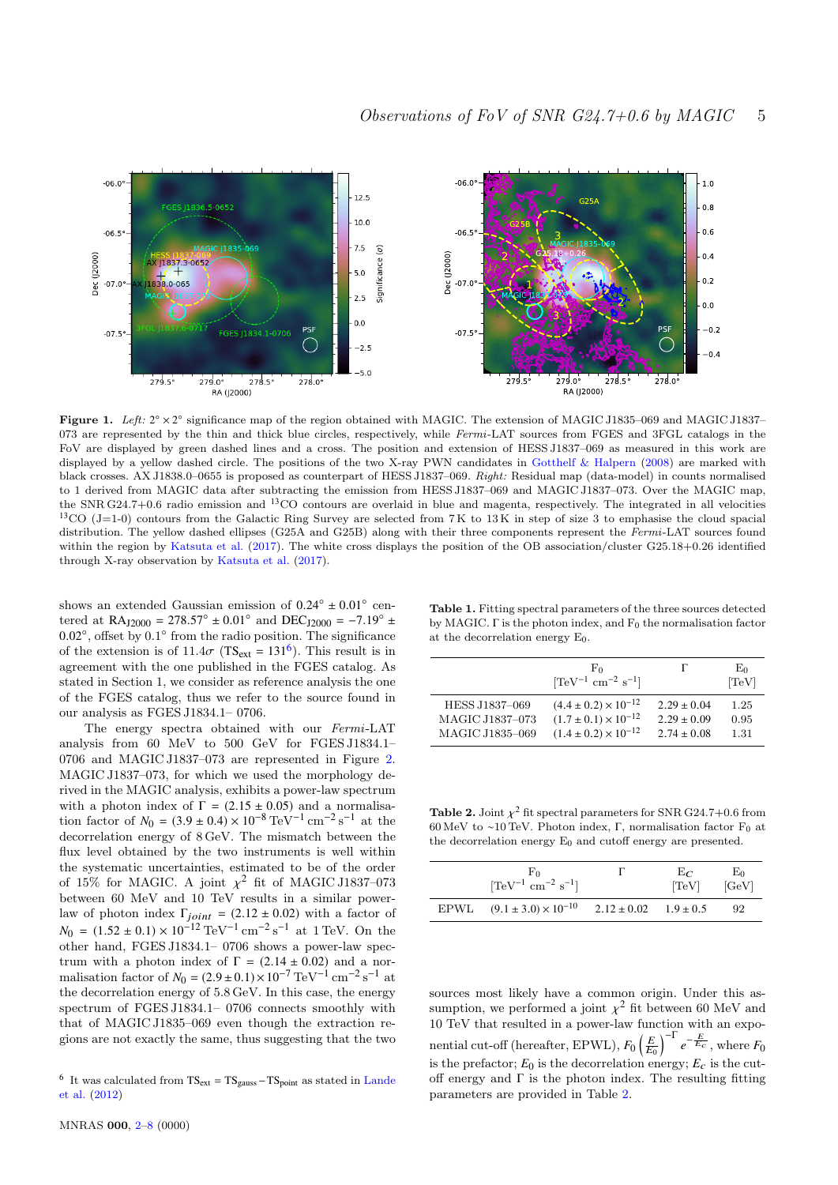**Figure 1.** *Left:* $2^\circ \times 2^\circ$ significance map of the region obtained with MAGIC. The extension of MAGIC J1835–069 and MAGIC J1837–073 are represented by the thin and thick blue circles, respectively, while *Fermi*-LAT sources from FGES and 3FGL catalogs in the FoV are displayed by green dashed lines and a cross. The position and extension of HESS J1837–069 as measured in this work are displayed by a yellow dashed circle. The positions of the two X-ray PWN candidates in Gotthelf & Halpern (2008) are marked with black crosses. AX J1838.0–0655 is proposed as counterpart of HESS J1837–069. *Right:* Residual map (data-model) in counts normalised to 1 derived from MAGIC data after subtracting the emission from HESS J1837–069 and MAGIC J1837–073. Over the MAGIC map, the SNR G24.7+0.6 radio emission and $^{13}$CO contours are overlaid in blue and magenta, respectively. The integrated in all velocities $^{13}$CO (J=1-0) contours from the Galactic Ring Survey are selected from 7 K to 13 K in step of size 3 to emphasise the cloud spacial distribution. The yellow dashed ellipses (G25A and G25B) along with their three components represent the *Fermi*-LAT sources found within the region by Katsuta et al. (2017). The white cross displays the position of the OB association/cluster G25.18+0.26 identified through X-ray observation by Katsuta et al. (2017).

shows an extended Gaussian emission of $0.24^\circ \pm 0.01^\circ$ centered at $\mathrm{RA_{J2000}} = 278.57^\circ \pm 0.01^\circ$ and $\mathrm{DEC_{J2000}} = -7.19^\circ \pm 0.02^\circ$, offset by $0.1^\circ$ from the radio position. The significance of the extension is of $11.4\sigma$ ($\mathrm{TS_{ext}} = 131$[6]). This result is in agreement with the one published in the FGES catalog. As stated in Section 1, we consider as reference analysis the one of the FGES catalog, thus we refer to the source found in our analysis as FGES J1834.1– 0706.

The energy spectra obtained with our *Fermi*-LAT analysis from 60 MeV to 500 GeV for FGES J1834.1– 0706 and MAGIC J1837–073 are represented in Figure 2. MAGIC J1837–073, for which we used the morphology derived in the MAGIC analysis, exhibits a power-law spectrum with a photon index of $\Gamma = (2.15 \pm 0.05)$ and a normalisation factor of $N_0 = (3.9 \pm 0.4) \times 10^{-8}\,\mathrm{TeV^{-1}\,cm^{-2}\,s^{-1}}$ at the decorrelation energy of 8 GeV. The mismatch between the flux level obtained by the two instruments is well within the systematic uncertainties, estimated to be of the order of 15% for MAGIC. A joint $\chi^2$ fit of MAGIC J1837–073 between 60 MeV and 10 TeV results in a similar power-law of photon index $\Gamma_{joint} = (2.12 \pm 0.02)$ with a factor of $N_0 = (1.52 \pm 0.1) \times 10^{-12}\,\mathrm{TeV^{-1}\,cm^{-2}\,s^{-1}}$ at 1 TeV. On the other hand, FGES J1834.1– 0706 shows a power-law spectrum with a photon index of $\Gamma = (2.14 \pm 0.02)$ and a normalisation factor of $N_0 = (2.9 \pm 0.1) \times 10^{-7}\,\mathrm{TeV^{-1}\,cm^{-2}\,s^{-1}}$ at the decorrelation energy of 5.8 GeV. In this case, the energy spectrum of FGES J1834.1– 0706 connects smoothly with that of MAGIC J1835–069 even though the extraction regions are not exactly the same, thus suggesting that the two sources most likely have a common origin. Under this assumption, we performed a joint $\chi^2$ fit between 60 MeV and 10 TeV that resulted in a power-law function with an exponential cut-off (hereafter, EPWL), $F_0 \left(\frac{E}{E_0}\right)^{-\Gamma} e^{-\frac{E}{E_c}}$, where $F_0$ is the prefactor; $E_0$ is the decorrelation energy; $E_c$ is the cut-off energy and $\Gamma$ is the photon index. The resulting fitting parameters are provided in Table 2.

[6] It was calculated from $\mathrm{TS_{ext}} = \mathrm{TS_{gauss}} - \mathrm{TS_{point}}$ as stated in Lande et al. (2012)

**Table 1.** Fitting spectral parameters of the three sources detected by MAGIC. $\Gamma$ is the photon index, and $F_0$ the normalisation factor at the decorrelation energy $E_0$.

| | $F_0$ [$\mathrm{TeV^{-1}\,cm^{-2}\,s^{-1}}$] | $\Gamma$ | $E_0$ [TeV] |
|---|---|---|---|
| HESS J1837–069 | $(4.4 \pm 0.2) \times 10^{-12}$ | $2.29 \pm 0.04$ | 1.25 |
| MAGIC J1837–073 | $(1.7 \pm 0.1) \times 10^{-12}$ | $2.29 \pm 0.09$ | 0.95 |
| MAGIC J1835–069 | $(1.4 \pm 0.2) \times 10^{-12}$ | $2.74 \pm 0.08$ | 1.31 |

**Table 2.** Joint $\chi^2$ fit spectral parameters for SNR G24.7+0.6 from 60 MeV to ~10 TeV. Photon index, $\Gamma$, normalisation factor $F_0$ at the decorrelation energy $E_0$ and cutoff energy are presented.

| | $F_0$ [$\mathrm{TeV^{-1}\,cm^{-2}\,s^{-1}}$] | $\Gamma$ | $E_C$ [TeV] | $E_0$ [GeV] |
|---|---|---|---|---|
| EPWL | $(9.1 \pm 3.0) \times 10^{-10}$ | $2.12 \pm 0.02$ | $1.9 \pm 0.5$ | 92 |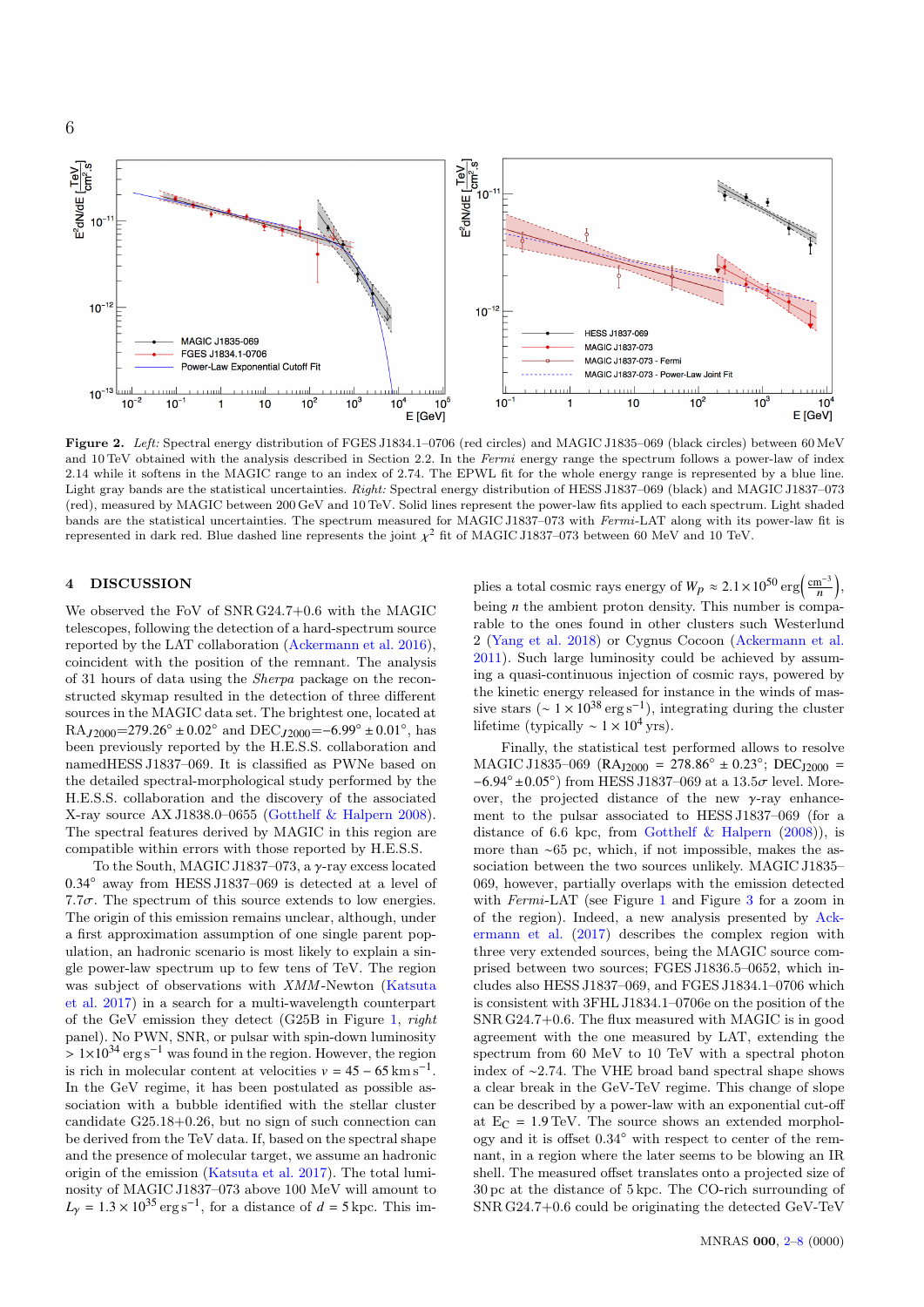**Figure 2.** *Left:* Spectral energy distribution of FGES J1834.1–0706 (red circles) and MAGIC J1835–069 (black circles) between 60 MeV and 10 TeV obtained with the analysis described in Section 2.2. In the *Fermi* energy range the spectrum follows a power-law of index 2.14 while it softens in the MAGIC range to an index of 2.74. The EPWL fit for the whole energy range is represented by a blue line. Light gray bands are the statistical uncertainties. *Right:* Spectral energy distribution of HESS J1837–069 (black) and MAGIC J1837–073 (red), measured by MAGIC between 200 GeV and 10 TeV. Solid lines represent the power-law fits applied to each spectrum. Light shaded bands are the statistical uncertainties. The spectrum measured for MAGIC J1837–073 with *Fermi*-LAT along with its power-law fit is represented in dark red. Blue dashed line represents the joint $\chi^2$ fit of MAGIC J1837–073 between 60 MeV and 10 TeV.

## 4 DISCUSSION

We observed the FoV of SNR G24.7+0.6 with the MAGIC telescopes, following the detection of a hard-spectrum source reported by the LAT collaboration (Ackermann et al. 2016), coincident with the position of the remnant. The analysis of 31 hours of data using the *Sherpa* package on the reconstructed skymap resulted in the detection of three different sources in the MAGIC data set. The brightest one, located at $RA_{J2000}$=279.26° ± 0.02° and $DEC_{J2000}$=−6.99° ± 0.01°, has been previously reported by the H.E.S.S. collaboration and namedHESS J1837–069. It is classified as PWNe based on the detailed spectral-morphological study performed by the H.E.S.S. collaboration and the discovery of the associated X-ray source AX J1838.0–0655 (Gotthelf & Halpern 2008). The spectral features derived by MAGIC in this region are compatible within errors with those reported by H.E.S.S.

To the South, MAGIC J1837–073, a $\gamma$-ray excess located 0.34° away from HESS J1837–069 is detected at a level of 7.7$\sigma$. The spectrum of this source extends to low energies. The origin of this emission remains unclear, although, under a first approximation assumption of one single parent population, an hadronic scenario is most likely to explain a single power-law spectrum up to few tens of TeV. The region was subject of observations with *XMM*-Newton (Katsuta et al. 2017) in a search for a multi-wavelength counterpart of the GeV emission they detect (G25B in Figure 1, *right* panel). No PWN, SNR, or pulsar with spin-down luminosity > $1{\times}10^{34}$ erg s$^{-1}$ was found in the region. However, the region is rich in molecular content at velocities $v$ = 45 − 65 km s$^{-1}$. In the GeV regime, it has been postulated as possible association with a bubble identified with the stellar cluster candidate G25.18+0.26, but no sign of such connection can be derived from the TeV data. If, based on the spectral shape and the presence of molecular target, we assume an hadronic origin of the emission (Katsuta et al. 2017). The total luminosity of MAGIC J1837–073 above 100 MeV will amount to $L_\gamma = 1.3 \times 10^{35}$ erg s$^{-1}$, for a distance of $d$ = 5 kpc. This implies a total cosmic rays energy of $W_p \approx 2.1 \times 10^{50}$ erg$\left(\frac{\text{cm}^{-3}}{n}\right)$, being $n$ the ambient proton density. This number is comparable to the ones found in other clusters such Westerlund 2 (Yang et al. 2018) or Cygnus Cocoon (Ackermann et al. 2011). Such large luminosity could be achieved by assuming a quasi-continuous injection of cosmic rays, powered by the kinetic energy released for instance in the winds of massive stars (∼ $1 \times 10^{38}$ erg s$^{-1}$), integrating during the cluster lifetime (typically ∼ $1 \times 10^4$ yrs).

Finally, the statistical test performed allows to resolve MAGIC J1835–069 ($RA_{J2000}$ = 278.86° ± 0.23°; $DEC_{J2000}$ = −6.94° ± 0.05°) from HESS J1837–069 at a 13.5$\sigma$ level. Moreover, the projected distance of the new $\gamma$-ray enhancement to the pulsar associated to HESS J1837–069 (for a distance of 6.6 kpc, from Gotthelf & Halpern (2008)), is more than ∼65 pc, which, if not impossible, makes the association between the two sources unlikely. MAGIC J1835–069, however, partially overlaps with the emission detected with *Fermi*-LAT (see Figure 1 and Figure 3 for a zoom in of the region). Indeed, a new analysis presented by Ackermann et al. (2017) describes the complex region with three very extended sources, being the MAGIC source comprised between two sources; FGES J1836.5–0652, which includes also HESS J1837–069, and FGES J1834.1–0706 which is consistent with 3FHL J1834.1–0706e on the position of the SNR G24.7+0.6. The flux measured with MAGIC is in good agreement with the one measured by LAT, extending the spectrum from 60 MeV to 10 TeV with a spectral photon index of ∼2.74. The VHE broad band spectral shape shows a clear break in the GeV-TeV regime. This change of slope can be described by a power-law with an exponential cut-off at $E_C$ = 1.9 TeV. The source shows an extended morphology and it is offset 0.34° with respect to center of the remnant, in a region where the later seems to be blowing an IR shell. The measured offset translates onto a projected size of 30 pc at the distance of 5 kpc. The CO-rich surrounding of SNR G24.7+0.6 could be originating the detected GeV-TeV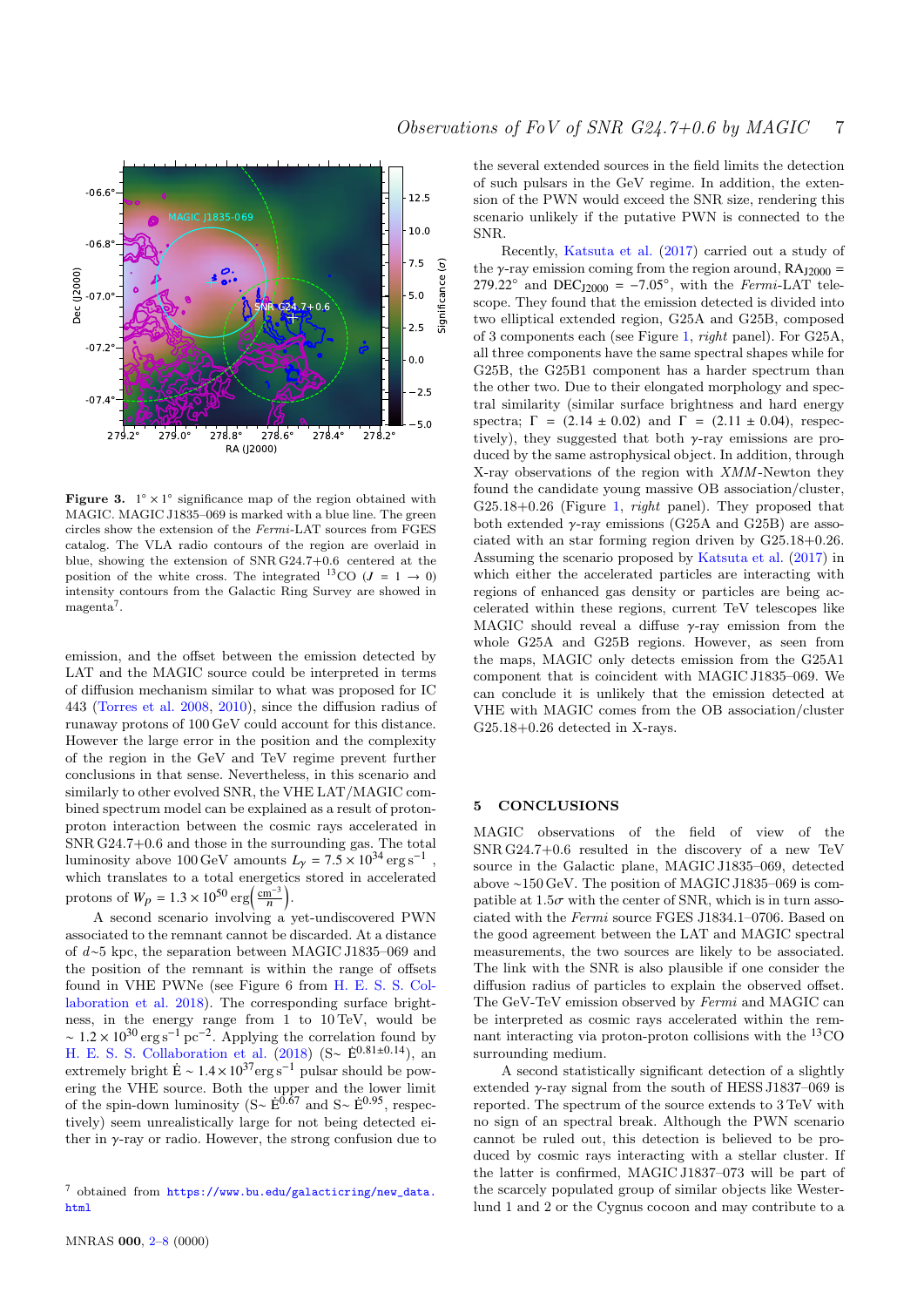**Figure 3.** $1^\circ \times 1^\circ$ significance map of the region obtained with MAGIC. MAGIC J1835–069 is marked with a blue line. The green circles show the extension of the *Fermi*-LAT sources from FGES catalog. The VLA radio contours of the region are overlaid in blue, showing the extension of SNR G24.7+0.6 centered at the position of the white cross. The integrated $^{13}$CO ($J = 1 \rightarrow 0$) intensity contours from the Galactic Ring Survey are showed in magenta[7].

emission, and the offset between the emission detected by LAT and the MAGIC source could be interpreted in terms of diffusion mechanism similar to what was proposed for IC 443 (Torres et al. 2008, 2010), since the diffusion radius of runaway protons of 100 GeV could account for this distance. However the large error in the position and the complexity of the region in the GeV and TeV regime prevent further conclusions in that sense. Nevertheless, in this scenario and similarly to other evolved SNR, the VHE LAT/MAGIC combined spectrum model can be explained as a result of proton-proton interaction between the cosmic rays accelerated in SNR G24.7+0.6 and those in the surrounding gas. The total luminosity above 100 GeV amounts $L_\gamma = 7.5 \times 10^{34}\,\mathrm{erg\,s^{-1}}$ , which translates to a total energetics stored in accelerated protons of $W_p = 1.3 \times 10^{50}\,\mathrm{erg}\left(\frac{\mathrm{cm^{-3}}}{n}\right)$.

A second scenario involving a yet-undiscovered PWN associated to the remnant cannot be discarded. At a distance of $d$~5 kpc, the separation between MAGIC J1835–069 and the position of the remnant is within the range of offsets found in VHE PWNe (see Figure 6 from H. E. S. S. Collaboration et al. 2018). The corresponding surface brightness, in the energy range from 1 to 10 TeV, would be $\sim 1.2 \times 10^{30}\,\mathrm{erg\,s^{-1}\,pc^{-2}}$. Applying the correlation found by H. E. S. S. Collaboration et al. (2018) (S~ $\dot{\mathrm{E}}^{0.81\pm0.14}$), an extremely bright $\dot{\mathrm{E}} \sim 1.4 \times 10^{37}\mathrm{erg\,s^{-1}}$ pulsar should be powering the VHE source. Both the upper and the lower limit of the spin-down luminosity (S~ $\dot{\mathrm{E}}^{0.67}$ and S~ $\dot{\mathrm{E}}^{0.95}$, respectively) seem unrealistically large for not being detected either in $\gamma$-ray or radio. However, the strong confusion due to the several extended sources in the field limits the detection of such pulsars in the GeV regime. In addition, the extension of the PWN would exceed the SNR size, rendering this scenario unlikely if the putative PWN is connected to the SNR.

Recently, Katsuta et al. (2017) carried out a study of the $\gamma$-ray emission coming from the region around, $\mathrm{RA_{J2000}} = 279.22^\circ$ and $\mathrm{DEC_{J2000}} = -7.05^\circ$, with the *Fermi*-LAT telescope. They found that the emission detected is divided into two elliptical extended region, G25A and G25B, composed of 3 components each (see Figure 1, *right* panel). For G25A, all three components have the same spectral shapes while for G25B, the G25B1 component has a harder spectrum than the other two. Due to their elongated morphology and spectral similarity (similar surface brightness and hard energy spectra; $\Gamma = (2.14 \pm 0.02)$ and $\Gamma = (2.11 \pm 0.04)$, respectively), they suggested that both $\gamma$-ray emissions are produced by the same astrophysical object. In addition, through X-ray observations of the region with *XMM*-Newton they found the candidate young massive OB association/cluster, G25.18+0.26 (Figure 1, *right* panel). They proposed that both extended $\gamma$-ray emissions (G25A and G25B) are associated with an star forming region driven by G25.18+0.26. Assuming the scenario proposed by Katsuta et al. (2017) in which either the accelerated particles are interacting with regions of enhanced gas density or particles are being accelerated within these regions, current TeV telescopes like MAGIC should reveal a diffuse $\gamma$-ray emission from the whole G25A and G25B regions. However, as seen from the maps, MAGIC only detects emission from the G25A1 component that is coincident with MAGIC J1835–069. We can conclude it is unlikely that the emission detected at VHE with MAGIC comes from the OB association/cluster G25.18+0.26 detected in X-rays.

## 5 CONCLUSIONS

MAGIC observations of the field of view of the SNR G24.7+0.6 resulted in the discovery of a new TeV source in the Galactic plane, MAGIC J1835–069, detected above ~150 GeV. The position of MAGIC J1835–069 is compatible at 1.5$\sigma$ with the center of SNR, which is in turn associated with the *Fermi* source FGES J1834.1–0706. Based on the good agreement between the LAT and MAGIC spectral measurements, the two sources are likely to be associated. The link with the SNR is also plausible if one consider the diffusion radius of particles to explain the observed offset. The GeV-TeV emission observed by *Fermi* and MAGIC can be interpreted as cosmic rays accelerated within the remnant interacting via proton-proton collisions with the $^{13}$CO surrounding medium.

A second statistically significant detection of a slightly extended $\gamma$-ray signal from the south of HESS J1837–069 is reported. The spectrum of the source extends to 3 TeV with no sign of an spectral break. Although the PWN scenario cannot be ruled out, this detection is believed to be produced by cosmic rays interacting with a stellar cluster. If the latter is confirmed, MAGIC J1837–073 will be part of the scarcely populated group of similar objects like Westerlund 1 and 2 or the Cygnus cocoon and may contribute to a

[7] obtained from https://www.bu.edu/galacticring/new_data.html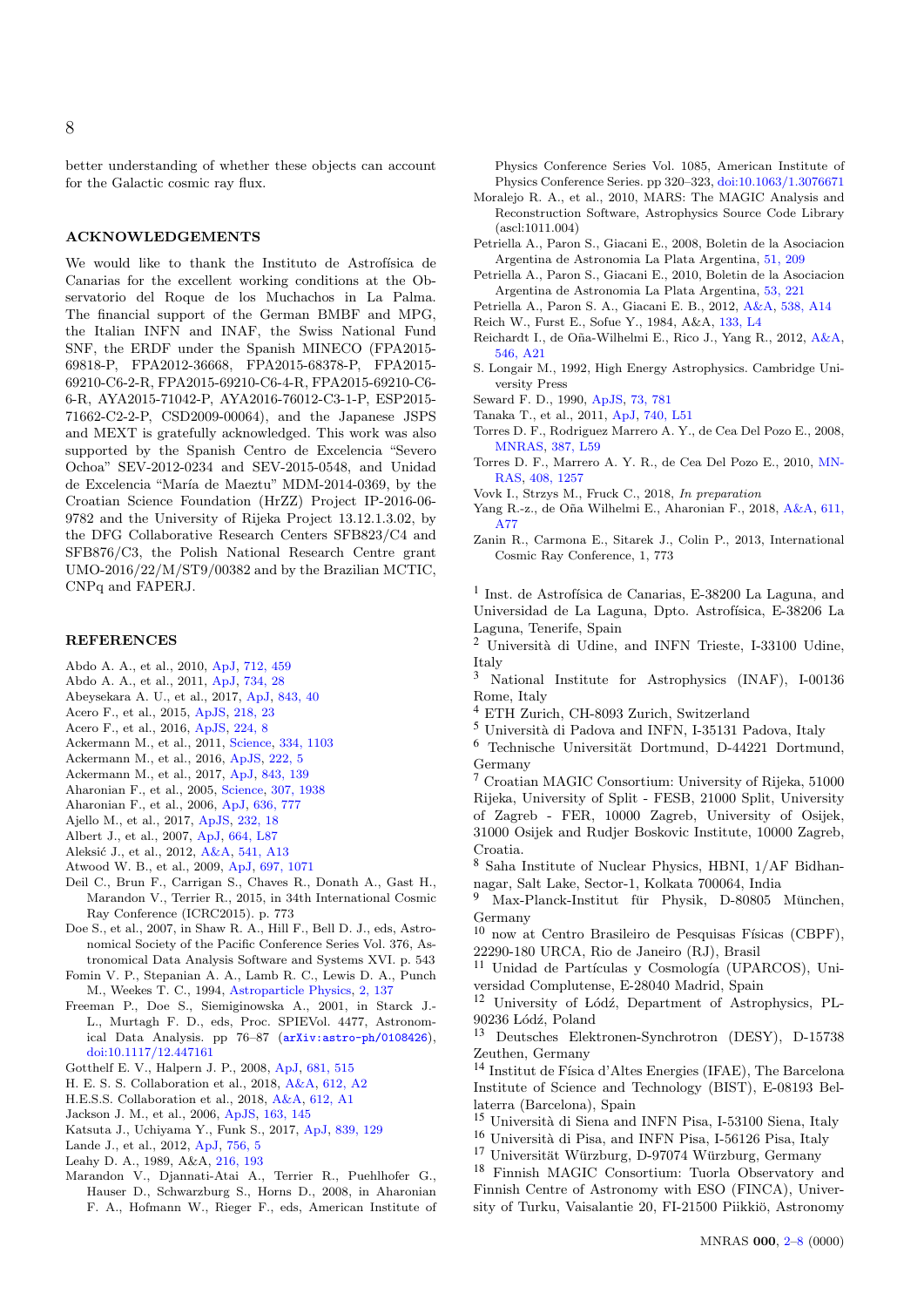better understanding of whether these objects can account for the Galactic cosmic ray flux.

## ACKNOWLEDGEMENTS

We would like to thank the Instituto de Astrofísica de Canarias for the excellent working conditions at the Observatorio del Roque de los Muchachos in La Palma. The financial support of the German BMBF and MPG, the Italian INFN and INAF, the Swiss National Fund SNF, the ERDF under the Spanish MINECO (FPA2015-69818-P, FPA2012-36668, FPA2015-68378-P, FPA2015-69210-C6-2-R, FPA2015-69210-C6-4-R, FPA2015-69210-C6-6-R, AYA2015-71042-P, AYA2016-76012-C3-1-P, ESP2015-71662-C2-2-P, CSD2009-00064), and the Japanese JSPS and MEXT is gratefully acknowledged. This work was also supported by the Spanish Centro de Excelencia "Severo Ochoa" SEV-2012-0234 and SEV-2015-0548, and Unidad de Excelencia "María de Maeztu" MDM-2014-0369, by the Croatian Science Foundation (HrZZ) Project IP-2016-06-9782 and the University of Rijeka Project 13.12.1.3.02, by the DFG Collaborative Research Centers SFB823/C4 and SFB876/C3, the Polish National Research Centre grant UMO-2016/22/M/ST9/00382 and by the Brazilian MCTIC, CNPq and FAPERJ.

## REFERENCES

Abdo A. A., et al., 2010, ApJ, 712, 459
Abdo A. A., et al., 2011, ApJ, 734, 28
Abeysekara A. U., et al., 2017, ApJ, 843, 40
Acero F., et al., 2015, ApJS, 218, 23
Acero F., et al., 2016, ApJS, 224, 8
Ackermann M., et al., 2011, Science, 334, 1103
Ackermann M., et al., 2016, ApJS, 222, 5
Ackermann M., et al., 2017, ApJ, 843, 139
Aharonian F., et al., 2005, Science, 307, 1938
Aharonian F., et al., 2006, ApJ, 636, 777
Ajello M., et al., 2017, ApJS, 232, 18
Albert J., et al., 2007, ApJ, 664, L87
Aleksić J., et al., 2012, A&A, 541, A13
Atwood W. B., et al., 2009, ApJ, 697, 1071
Deil C., Brun F., Carrigan S., Chaves R., Donath A., Gast H., Marandon V., Terrier R., 2015, in 34th International Cosmic Ray Conference (ICRC2015). p. 773
Doe S., et al., 2007, in Shaw R. A., Hill F., Bell D. J., eds, Astronomical Society of the Pacific Conference Series Vol. 376, Astronomical Data Analysis Software and Systems XVI. p. 543
Fomin V. P., Stepanian A. A., Lamb R. C., Lewis D. A., Punch M., Weekes T. C., 1994, Astroparticle Physics, 2, 137
Freeman P., Doe S., Siemiginowska A., 2001, in Starck J.-L., Murtagh F. D., eds, Proc. SPIEVol. 4477, Astronomical Data Analysis. pp 76–87 (arXiv:astro-ph/0108426), doi:10.1117/12.447161
Gotthelf E. V., Halpern J. P., 2008, ApJ, 681, 515
H. E. S. S. Collaboration et al., 2018, A&A, 612, A2
H.E.S.S. Collaboration et al., 2018, A&A, 612, A1
Jackson J. M., et al., 2006, ApJS, 163, 145
Katsuta J., Uchiyama Y., Funk S., 2017, ApJ, 839, 129
Lande J., et al., 2012, ApJ, 756, 5
Leahy D. A., 1989, A&A, 216, 193
Marandon V., Djannati-Atai A., Terrier R., Puehlhofer G., Hauser D., Schwarzburg S., Horns D., 2008, in Aharonian F. A., Hofmann W., Rieger F., eds, American Institute of Physics Conference Series Vol. 1085, American Institute of Physics Conference Series. pp 320–323, doi:10.1063/1.3076671
Moralejo R. A., et al., 2010, MARS: The MAGIC Analysis and Reconstruction Software, Astrophysics Source Code Library (ascl:1011.004)
Petriella A., Paron S., Giacani E., 2008, Boletin de la Asociacion Argentina de Astronoma La Plata Argentina, 51, 209
Petriella A., Paron S., Giacani E., 2010, Boletin de la Asociacion Argentina de Astronoma La Plata Argentina, 53, 221
Petriella A., Paron S. A., Giacani E. B., 2012, A&A, 538, A14
Reich W., Furst E., Sofue Y., 1984, A&A, 133, L4
Reichardt I., de Oña-Wilhelmi E., Rico J., Yang R., 2012, A&A, 546, A21
S. Longair M., 1992, High Energy Astrophysics. Cambridge University Press
Seward F. D., 1990, ApJS, 73, 781
Tanaka T., et al., 2011, ApJ, 740, L51
Torres D. F., Rodriguez Marrero A. Y., de Cea Del Pozo E., 2008, MNRAS, 387, L59
Torres D. F., Marrero A. Y. R., de Cea Del Pozo E., 2010, MNRAS, 408, 1257
Vovk I., Strzys M., Fruck C., 2018, *In preparation*
Yang R.-z., de Oña Wilhelmi E., Aharonian F., 2018, A&A, 611, A77
Zanin R., Carmona E., Sitarek J., Colin P., 2013, International Cosmic Ray Conference, 1, 773

[1] Inst. de Astrofísica de Canarias, E-38200 La Laguna, and Universidad de La Laguna, Dpto. Astrofísica, E-38206 La Laguna, Tenerife, Spain
[2] Università di Udine, and INFN Trieste, I-33100 Udine, Italy
[3] National Institute for Astrophysics (INAF), I-00136 Rome, Italy
[4] ETH Zurich, CH-8093 Zurich, Switzerland
[5] Università di Padova and INFN, I-35131 Padova, Italy
[6] Technische Universität Dortmund, D-44221 Dortmund, Germany
[7] Croatian MAGIC Consortium: University of Rijeka, 51000 Rijeka, University of Split - FESB, 21000 Split, University of Zagreb - FER, 10000 Zagreb, University of Osijek, 31000 Osijek and Rudjer Boskovic Institute, 10000 Zagreb, Croatia.
[8] Saha Institute of Nuclear Physics, HBNI, 1/AF Bidhannagar, Salt Lake, Sector-1, Kolkata 700064, India
[9] Max-Planck-Institut für Physik, D-80805 München, Germany
[10] now at Centro Brasileiro de Pesquisas Físicas (CBPF), 22290-180 URCA, Rio de Janeiro (RJ), Brasil
[11] Unidad de Partículas y Cosmología (UPARCOS), Universidad Complutense, E-28040 Madrid, Spain
[12] University of Łódź, Department of Astrophysics, PL-90236 Łódź, Poland
[13] Deutsches Elektronen-Synchrotron (DESY), D-15738 Zeuthen, Germany
[14] Institut de Física d'Altes Energies (IFAE), The Barcelona Institute of Science and Technology (BIST), E-08193 Bellaterra (Barcelona), Spain
[15] Università di Siena and INFN Pisa, I-53100 Siena, Italy
[16] Università di Pisa, and INFN Pisa, I-56126 Pisa, Italy
[17] Universität Würzburg, D-97074 Würzburg, Germany
[18] Finnish MAGIC Consortium: Tuorla Observatory and Finnish Centre of Astronomy with ESO (FINCA), University of Turku, Vaisalantie 20, FI-21500 Piikkiö, Astronomy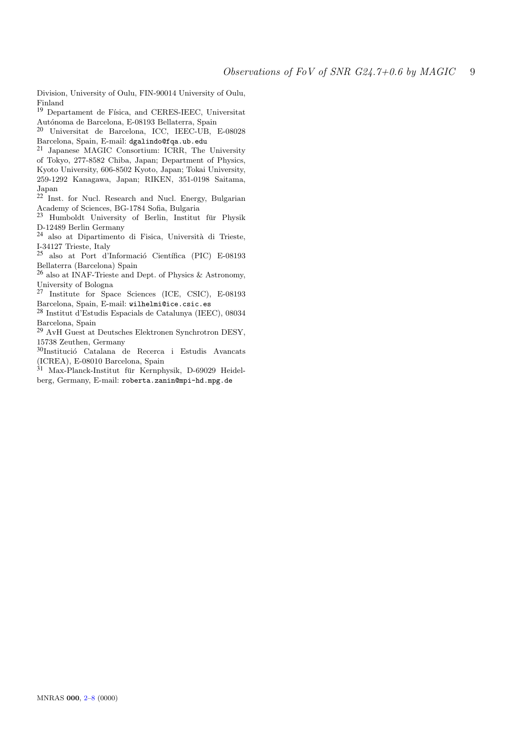Division, University of Oulu, FIN-90014 University of Oulu, Finland

[19] Departament de Física, and CERES-IEEC, Universitat Autónoma de Barcelona, E-08193 Bellaterra, Spain

[20] Universitat de Barcelona, ICC, IEEC-UB, E-08028 Barcelona, Spain, E-mail: dgalindo@fqa.ub.edu

[21] Japanese MAGIC Consortium: ICRR, The University of Tokyo, 277-8582 Chiba, Japan; Department of Physics, Kyoto University, 606-8502 Kyoto, Japan; Tokai University, 259-1292 Kanagawa, Japan; RIKEN, 351-0198 Saitama, Japan

[22] Inst. for Nucl. Research and Nucl. Energy, Bulgarian Academy of Sciences, BG-1784 Sofia, Bulgaria

[23] Humboldt University of Berlin, Institut für Physik D-12489 Berlin Germany

[24] also at Dipartimento di Fisica, Università di Trieste, I-34127 Trieste, Italy

[25] also at Port d'Informació Científica (PIC) E-08193 Bellaterra (Barcelona) Spain

[26] also at INAF-Trieste and Dept. of Physics & Astronomy, University of Bologna

[27] Institute for Space Sciences (ICE, CSIC), E-08193 Barcelona, Spain, E-mail: wilhelmi@ice.csic.es

[28] Institut d'Estudis Espacials de Catalunya (IEEC), 08034 Barcelona, Spain

[29] AvH Guest at Deutsches Elektronen Synchrotron DESY, 15738 Zeuthen, Germany

[30] Institució Catalana de Recerca i Estudis Avancats (ICREA), E-08010 Barcelona, Spain

[31] Max-Planck-Institut für Kernphysik, D-69029 Heidelberg, Germany, E-mail: roberta.zanin@mpi-hd.mpg.de